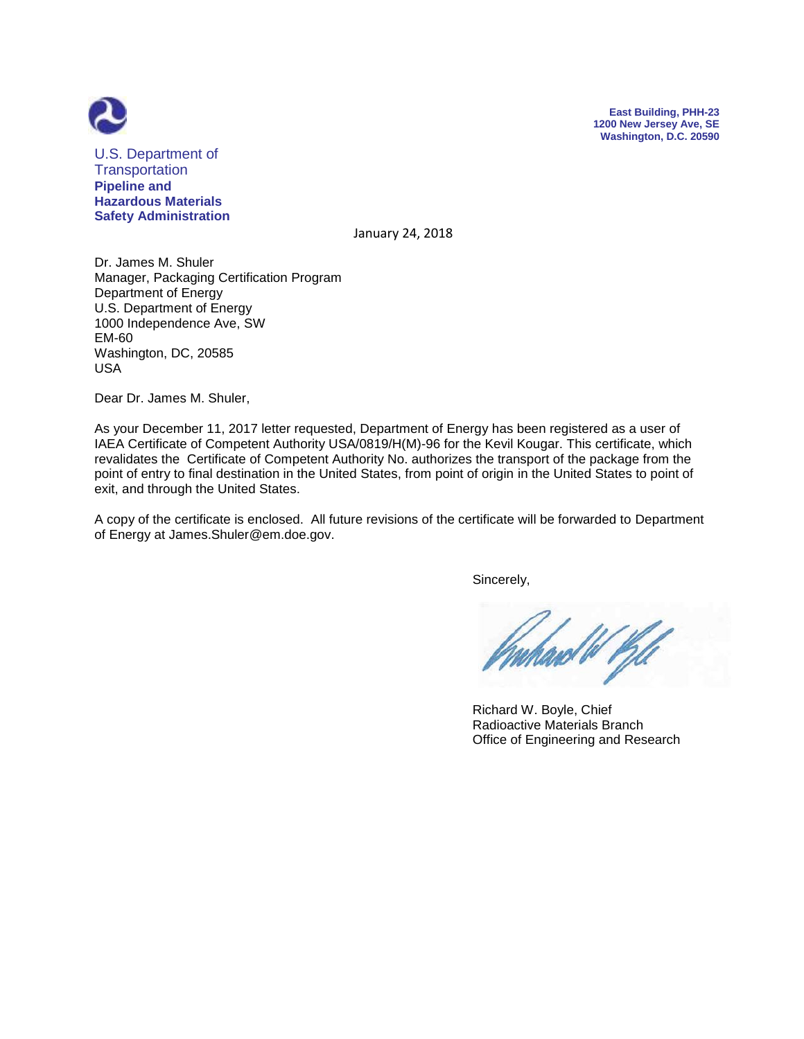U.S. Department of Transportation
**Pipeline and Hazardous Materials Safety Administration**

**East Building, PHH-23**
**1200 New Jersey Ave, SE**
**Washington, D.C. 20590**

January 24, 2018

Dr. James M. Shuler
Manager, Packaging Certification Program
Department of Energy
U.S. Department of Energy
1000 Independence Ave, SW
EM-60
Washington, DC, 20585
USA

Dear Dr. James M. Shuler,

As your December 11, 2017 letter requested, Department of Energy has been registered as a user of IAEA Certificate of Competent Authority USA/0819/H(M)-96 for the Kevil Kougar. This certificate, which revalidates the Certificate of Competent Authority No. authorizes the transport of the package from the point of entry to final destination in the United States, from point of origin in the United States to point of exit, and through the United States.

A copy of the certificate is enclosed. All future revisions of the certificate will be forwarded to Department of Energy at James.Shuler@em.doe.gov.

Sincerely,

Richard W. Boyle, Chief
Radioactive Materials Branch
Office of Engineering and Research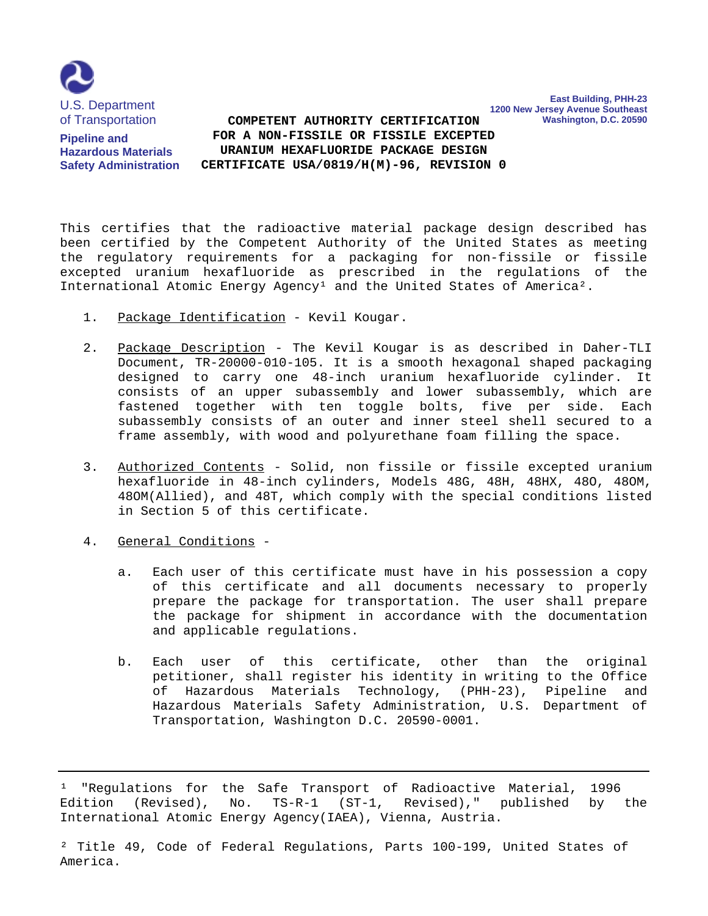U.S. Department of Transportation

Pipeline and Hazardous Materials Safety Administration

East Building, PHH-23
1200 New Jersey Avenue Southeast
Washington, D.C. 20590

# COMPETENT AUTHORITY CERTIFICATION FOR A NON-FISSILE OR FISSILE EXCEPTED URANIUM HEXAFLUORIDE PACKAGE DESIGN CERTIFICATE USA/0819/H(M)-96, REVISION 0

This certifies that the radioactive material package design described has been certified by the Competent Authority of the United States as meeting the regulatory requirements for a packaging for non-fissile or fissile excepted uranium hexafluoride as prescribed in the regulations of the International Atomic Energy Agency[1] and the United States of America[2].

1. Package Identification - Kevil Kougar.

2. Package Description - The Kevil Kougar is as described in Daher-TLI Document, TR-20000-010-105. It is a smooth hexagonal shaped packaging designed to carry one 48-inch uranium hexafluoride cylinder. It consists of an upper subassembly and lower subassembly, which are fastened together with ten toggle bolts, five per side. Each subassembly consists of an outer and inner steel shell secured to a frame assembly, with wood and polyurethane foam filling the space.

3. Authorized Contents - Solid, non fissile or fissile excepted uranium hexafluoride in 48-inch cylinders, Models 48G, 48H, 48HX, 48O, 48OM, 48OM(Allied), and 48T, which comply with the special conditions listed in Section 5 of this certificate.

4. General Conditions -

   a. Each user of this certificate must have in his possession a copy of this certificate and all documents necessary to properly prepare the package for transportation. The user shall prepare the package for shipment in accordance with the documentation and applicable regulations.

   b. Each user of this certificate, other than the original petitioner, shall register his identity in writing to the Office of Hazardous Materials Technology, (PHH-23), Pipeline and Hazardous Materials Safety Administration, U.S. Department of Transportation, Washington D.C. 20590-0001.

---

[1] "Regulations for the Safe Transport of Radioactive Material, 1996 Edition (Revised), No. TS-R-1 (ST-1, Revised)," published by the International Atomic Energy Agency(IAEA), Vienna, Austria.

[2] Title 49, Code of Federal Regulations, Parts 100-199, United States of America.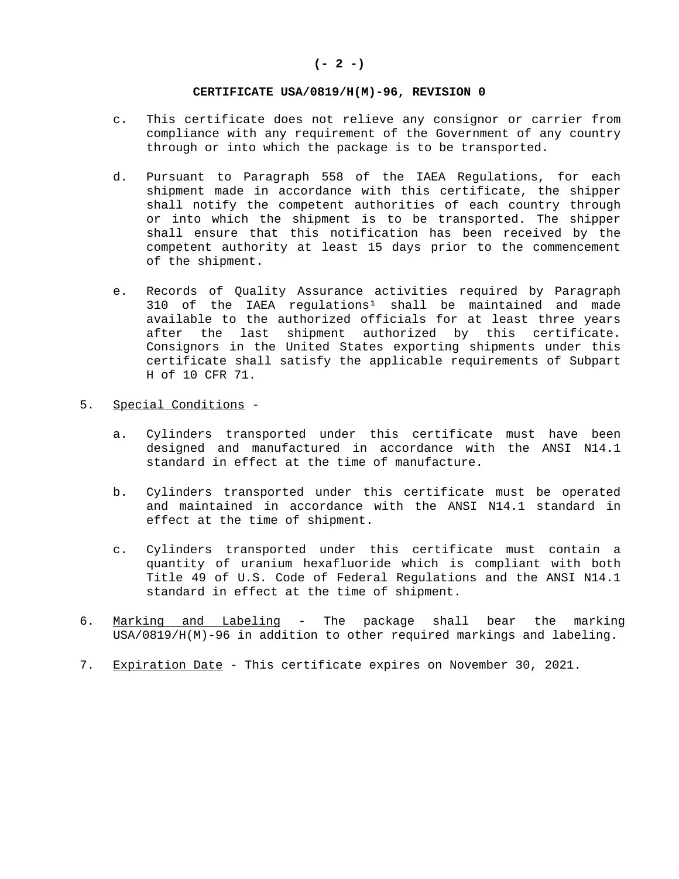**CERTIFICATE USA/0819/H(M)-96, REVISION 0**

c. This certificate does not relieve any consignor or carrier from compliance with any requirement of the Government of any country through or into which the package is to be transported.

d. Pursuant to Paragraph 558 of the IAEA Regulations, for each shipment made in accordance with this certificate, the shipper shall notify the competent authorities of each country through or into which the shipment is to be transported. The shipper shall ensure that this notification has been received by the competent authority at least 15 days prior to the commencement of the shipment.

e. Records of Quality Assurance activities required by Paragraph 310 of the IAEA regulations[1] shall be maintained and made available to the authorized officials for at least three years after the last shipment authorized by this certificate. Consignors in the United States exporting shipments under this certificate shall satisfy the applicable requirements of Subpart H of 10 CFR 71.

5. Special Conditions -

   a. Cylinders transported under this certificate must have been designed and manufactured in accordance with the ANSI N14.1 standard in effect at the time of manufacture.

   b. Cylinders transported under this certificate must be operated and maintained in accordance with the ANSI N14.1 standard in effect at the time of shipment.

   c. Cylinders transported under this certificate must contain a quantity of uranium hexafluoride which is compliant with both Title 49 of U.S. Code of Federal Regulations and the ANSI N14.1 standard in effect at the time of shipment.

6. Marking and Labeling - The package shall bear the marking USA/0819/H(M)-96 in addition to other required markings and labeling.

7. Expiration Date - This certificate expires on November 30, 2021.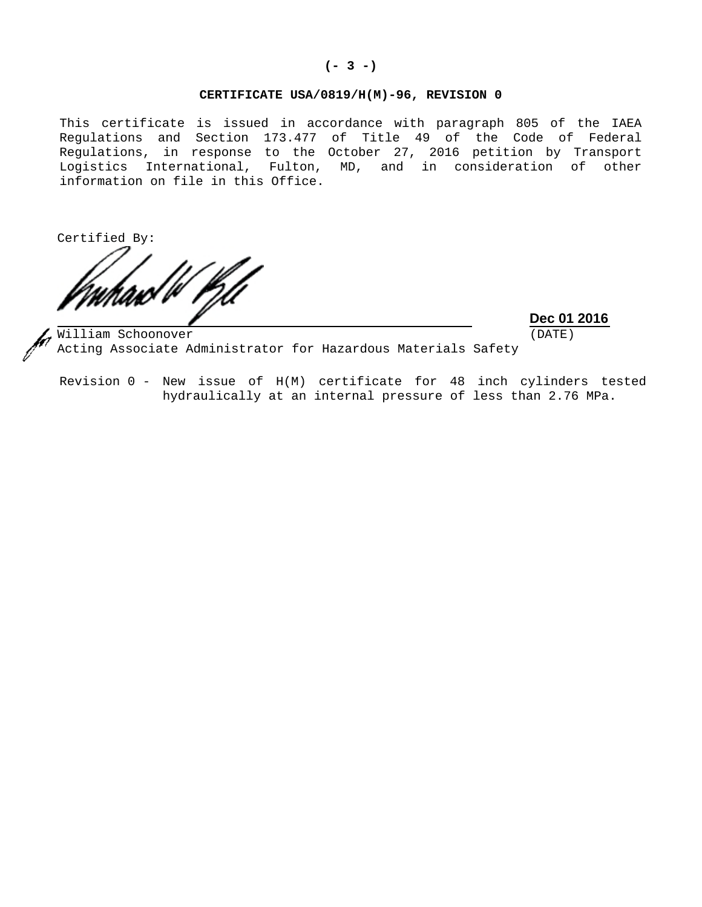**CERTIFICATE USA/0819/H(M)-96, REVISION 0**

This certificate is issued in accordance with paragraph 805 of the IAEA Regulations and Section 173.477 of Title 49 of the Code of Federal Regulations, in response to the October 27, 2016 petition by Transport Logistics International, Fulton, MD, and in consideration of other information on file in this Office.

Certified By:

for William Schoonover
Acting Associate Administrator for Hazardous Materials Safety

**Dec 01 2016**
(DATE)

Revision 0 - New issue of H(M) certificate for 48 inch cylinders tested hydraulically at an internal pressure of less than 2.76 MPa.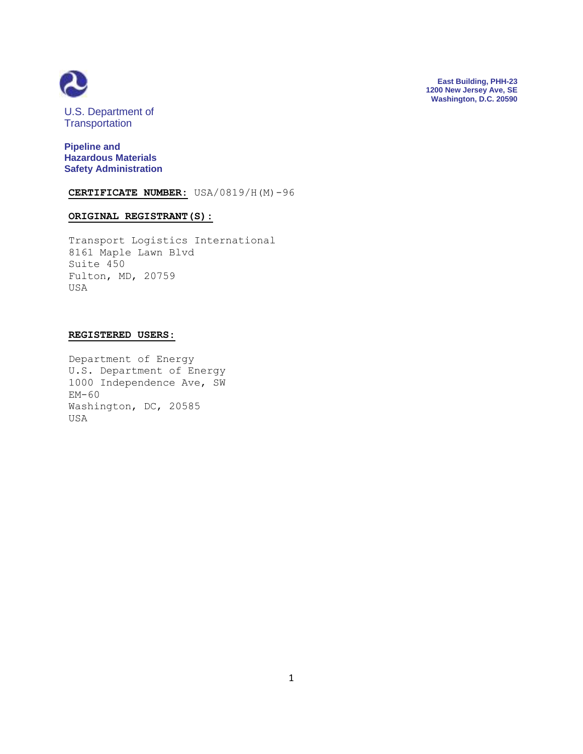U.S. Department of Transportation

**Pipeline and Hazardous Materials Safety Administration**

**East Building, PHH-23**
**1200 New Jersey Ave, SE**
**Washington, D.C. 20590**

**CERTIFICATE NUMBER:** USA/0819/H(M)-96

**ORIGINAL REGISTRANT(S):**

Transport Logistics International
8161 Maple Lawn Blvd
Suite 450
Fulton, MD, 20759
USA

**REGISTERED USERS:**

Department of Energy
U.S. Department of Energy
1000 Independence Ave, SW
EM-60
Washington, DC, 20585
USA